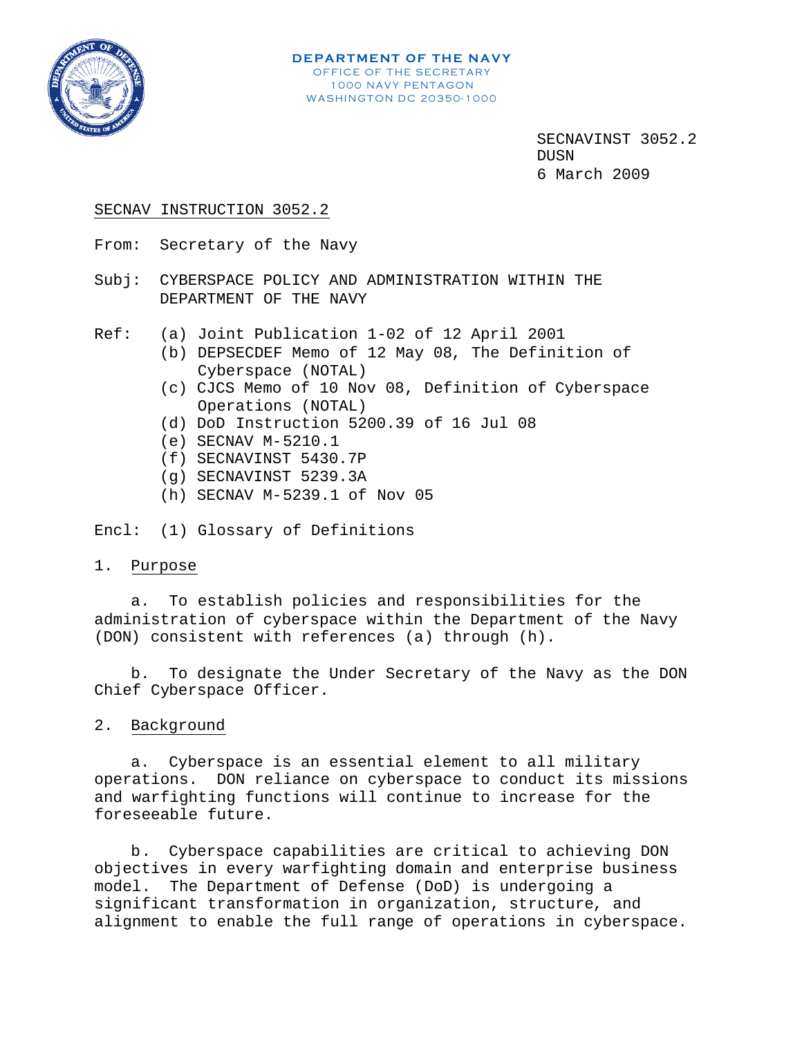**DEPARTMENT OF THE NAVY**
OFFICE OF THE SECRETARY
1000 NAVY PENTAGON
WASHINGTON DC 20350-1000

SECNAVINST 3052.2
DUSN
6 March 2009

SECNAV INSTRUCTION 3052.2

From: Secretary of the Navy

Subj: CYBERSPACE POLICY AND ADMINISTRATION WITHIN THE DEPARTMENT OF THE NAVY

Ref:
(a) Joint Publication 1-02 of 12 April 2001
(b) DEPSECDEF Memo of 12 May 08, The Definition of Cyberspace (NOTAL)
(c) CJCS Memo of 10 Nov 08, Definition of Cyberspace Operations (NOTAL)
(d) DoD Instruction 5200.39 of 16 Jul 08
(e) SECNAV M-5210.1
(f) SECNAVINST 5430.7P
(g) SECNAVINST 5239.3A
(h) SECNAV M-5239.1 of Nov 05

Encl: (1) Glossary of Definitions

## 1. Purpose

a. To establish policies and responsibilities for the administration of cyberspace within the Department of the Navy (DON) consistent with references (a) through (h).

b. To designate the Under Secretary of the Navy as the DON Chief Cyberspace Officer.

## 2. Background

a. Cyberspace is an essential element to all military operations. DON reliance on cyberspace to conduct its missions and warfighting functions will continue to increase for the foreseeable future.

b. Cyberspace capabilities are critical to achieving DON objectives in every warfighting domain and enterprise business model. The Department of Defense (DoD) is undergoing a significant transformation in organization, structure, and alignment to enable the full range of operations in cyberspace.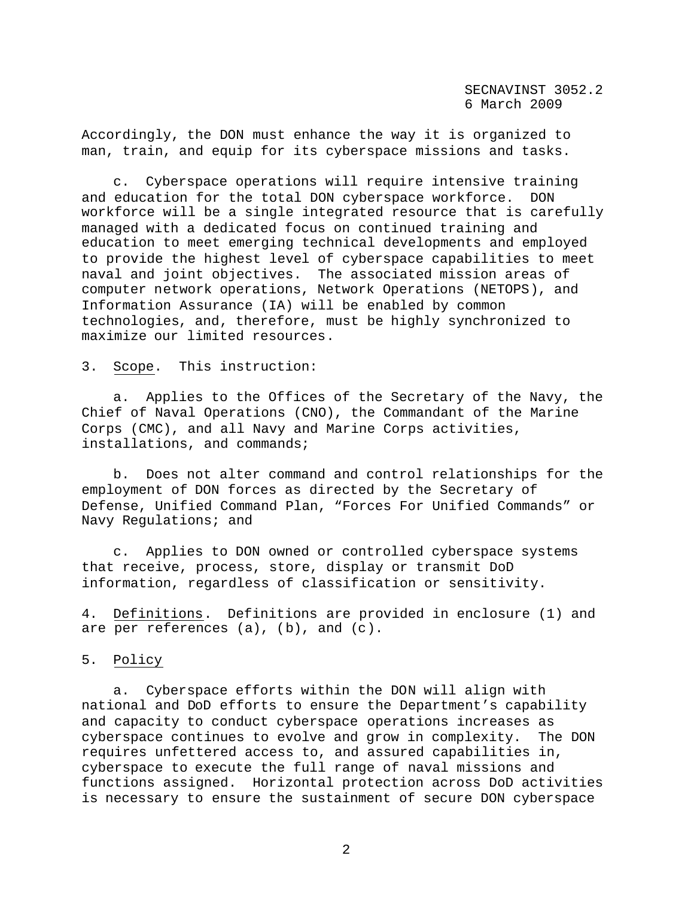Accordingly, the DON must enhance the way it is organized to man, train, and equip for its cyberspace missions and tasks.

c. Cyberspace operations will require intensive training and education for the total DON cyberspace workforce. DON workforce will be a single integrated resource that is carefully managed with a dedicated focus on continued training and education to meet emerging technical developments and employed to provide the highest level of cyberspace capabilities to meet naval and joint objectives. The associated mission areas of computer network operations, Network Operations (NETOPS), and Information Assurance (IA) will be enabled by common technologies, and, therefore, must be highly synchronized to maximize our limited resources.

3. Scope. This instruction:

a. Applies to the Offices of the Secretary of the Navy, the Chief of Naval Operations (CNO), the Commandant of the Marine Corps (CMC), and all Navy and Marine Corps activities, installations, and commands;

b. Does not alter command and control relationships for the employment of DON forces as directed by the Secretary of Defense, Unified Command Plan, "Forces For Unified Commands" or Navy Regulations; and

c. Applies to DON owned or controlled cyberspace systems that receive, process, store, display or transmit DoD information, regardless of classification or sensitivity.

4. Definitions. Definitions are provided in enclosure (1) and are per references (a), (b), and (c).

5. Policy

a. Cyberspace efforts within the DON will align with national and DoD efforts to ensure the Department's capability and capacity to conduct cyberspace operations increases as cyberspace continues to evolve and grow in complexity. The DON requires unfettered access to, and assured capabilities in, cyberspace to execute the full range of naval missions and functions assigned. Horizontal protection across DoD activities is necessary to ensure the sustainment of secure DON cyberspace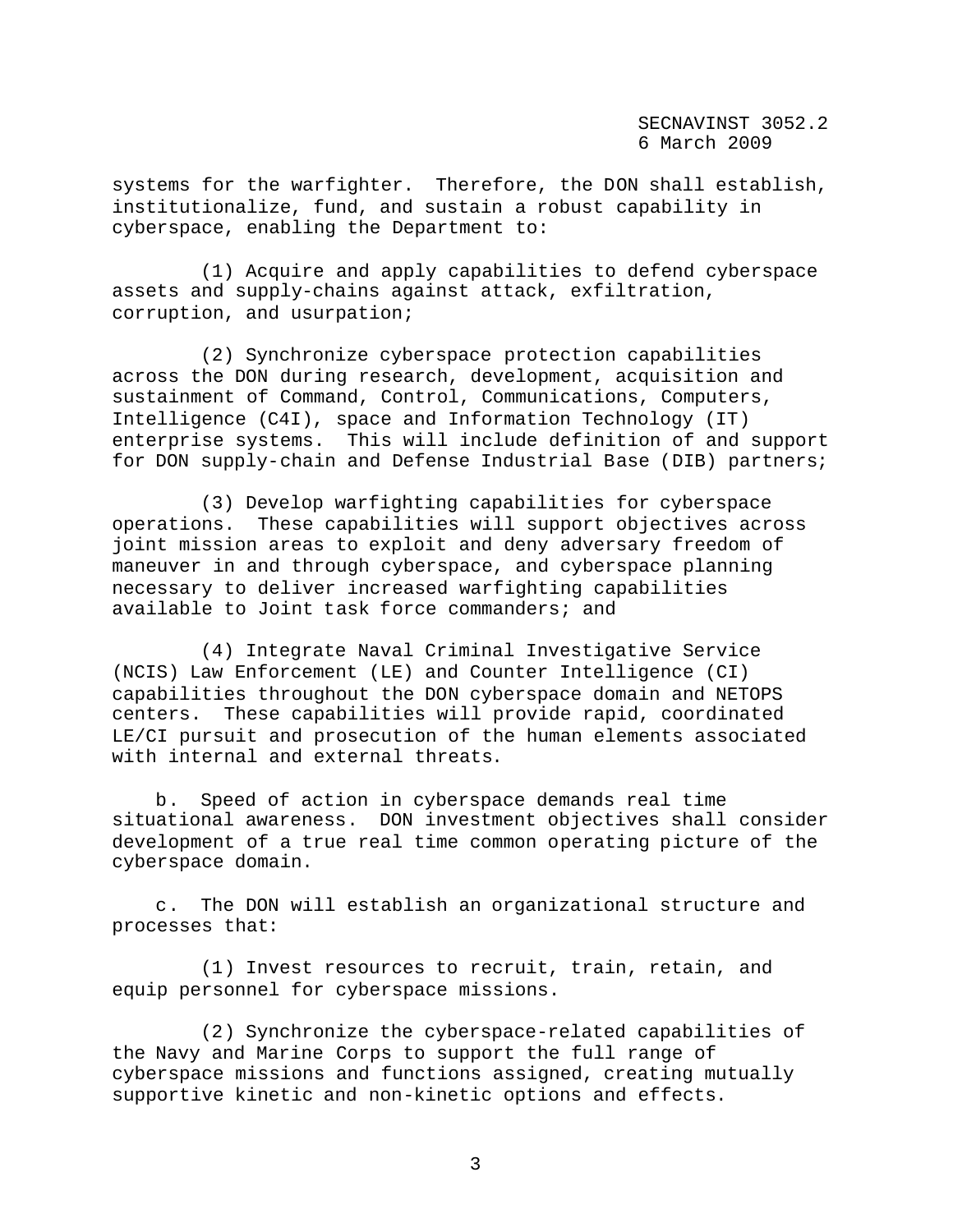systems for the warfighter. Therefore, the DON shall establish, institutionalize, fund, and sustain a robust capability in cyberspace, enabling the Department to:

(1) Acquire and apply capabilities to defend cyberspace assets and supply-chains against attack, exfiltration, corruption, and usurpation;

(2) Synchronize cyberspace protection capabilities across the DON during research, development, acquisition and sustainment of Command, Control, Communications, Computers, Intelligence (C4I), space and Information Technology (IT) enterprise systems. This will include definition of and support for DON supply-chain and Defense Industrial Base (DIB) partners;

(3) Develop warfighting capabilities for cyberspace operations. These capabilities will support objectives across joint mission areas to exploit and deny adversary freedom of maneuver in and through cyberspace, and cyberspace planning necessary to deliver increased warfighting capabilities available to Joint task force commanders; and

(4) Integrate Naval Criminal Investigative Service (NCIS) Law Enforcement (LE) and Counter Intelligence (CI) capabilities throughout the DON cyberspace domain and NETOPS centers. These capabilities will provide rapid, coordinated LE/CI pursuit and prosecution of the human elements associated with internal and external threats.

b. Speed of action in cyberspace demands real time situational awareness. DON investment objectives shall consider development of a true real time common operating picture of the cyberspace domain.

c. The DON will establish an organizational structure and processes that:

(1) Invest resources to recruit, train, retain, and equip personnel for cyberspace missions.

(2) Synchronize the cyberspace-related capabilities of the Navy and Marine Corps to support the full range of cyberspace missions and functions assigned, creating mutually supportive kinetic and non-kinetic options and effects.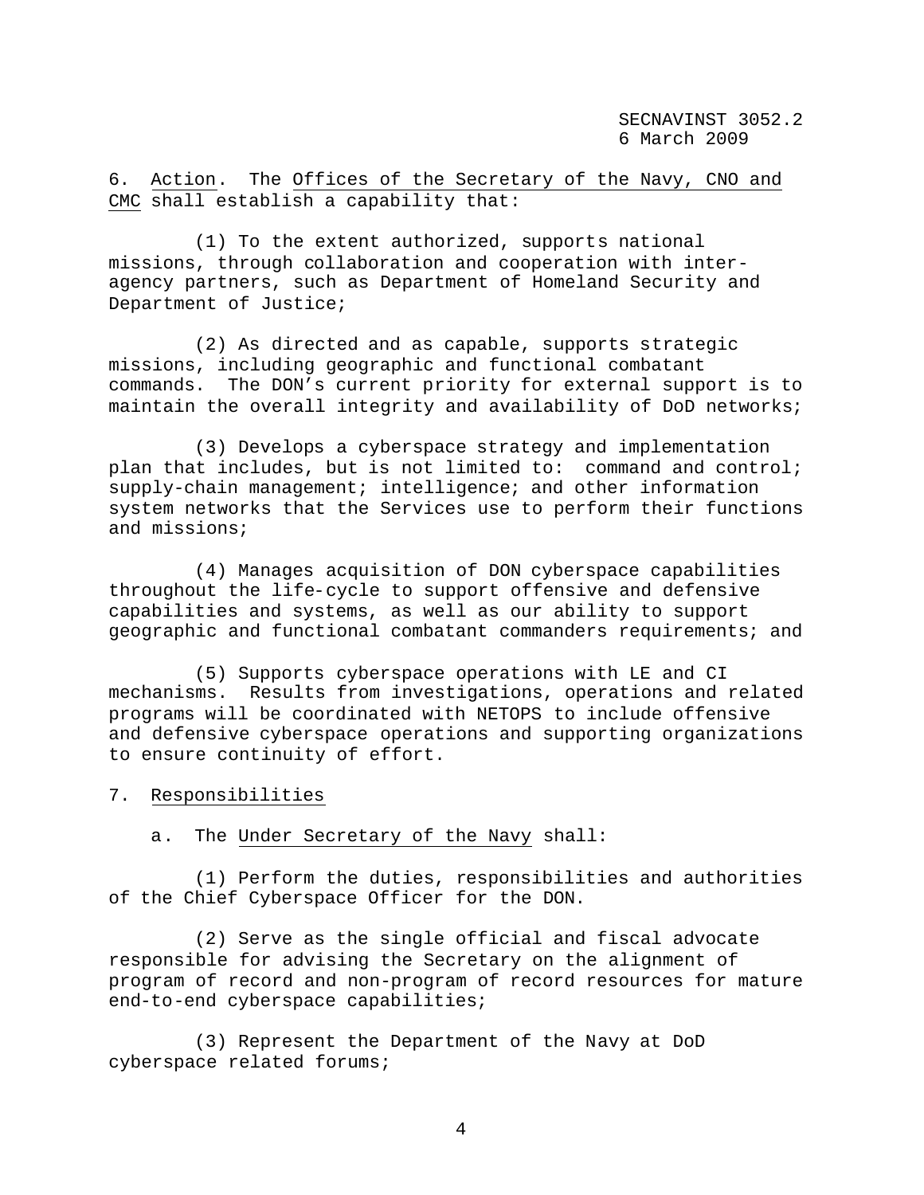6. Action. The Offices of the Secretary of the Navy, CNO and CMC shall establish a capability that:

(1) To the extent authorized, supports national missions, through collaboration and cooperation with inter-agency partners, such as Department of Homeland Security and Department of Justice;

(2) As directed and as capable, supports strategic missions, including geographic and functional combatant commands. The DON's current priority for external support is to maintain the overall integrity and availability of DoD networks;

(3) Develops a cyberspace strategy and implementation plan that includes, but is not limited to: command and control; supply-chain management; intelligence; and other information system networks that the Services use to perform their functions and missions;

(4) Manages acquisition of DON cyberspace capabilities throughout the life-cycle to support offensive and defensive capabilities and systems, as well as our ability to support geographic and functional combatant commanders requirements; and

(5) Supports cyberspace operations with LE and CI mechanisms. Results from investigations, operations and related programs will be coordinated with NETOPS to include offensive and defensive cyberspace operations and supporting organizations to ensure continuity of effort.

7. Responsibilities

a. The Under Secretary of the Navy shall:

(1) Perform the duties, responsibilities and authorities of the Chief Cyberspace Officer for the DON.

(2) Serve as the single official and fiscal advocate responsible for advising the Secretary on the alignment of program of record and non-program of record resources for mature end-to-end cyberspace capabilities;

(3) Represent the Department of the Navy at DoD cyberspace related forums;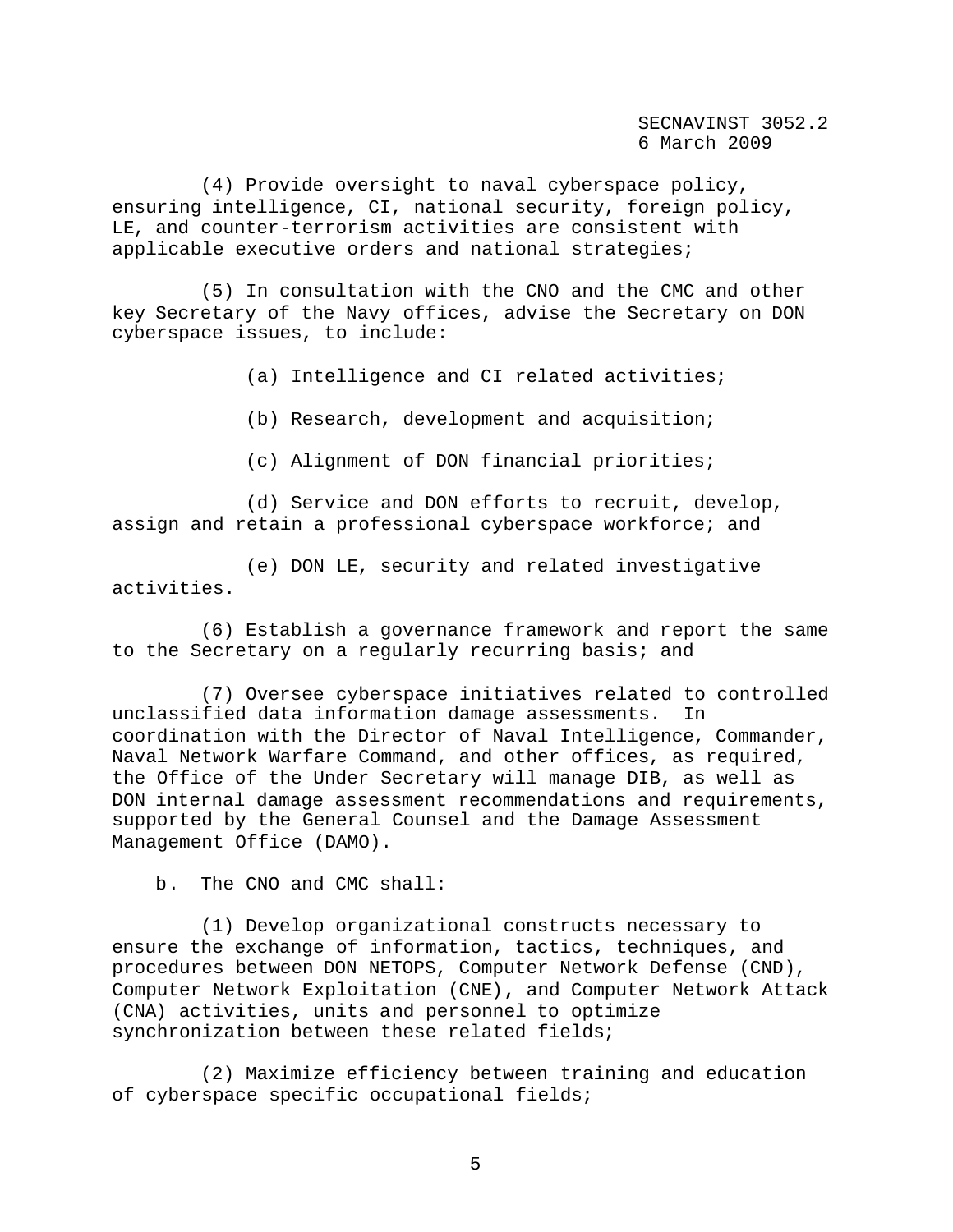(4) Provide oversight to naval cyberspace policy, ensuring intelligence, CI, national security, foreign policy, LE, and counter-terrorism activities are consistent with applicable executive orders and national strategies;

(5) In consultation with the CNO and the CMC and other key Secretary of the Navy offices, advise the Secretary on DON cyberspace issues, to include:

(a) Intelligence and CI related activities;

(b) Research, development and acquisition;

(c) Alignment of DON financial priorities;

(d) Service and DON efforts to recruit, develop, assign and retain a professional cyberspace workforce; and

(e) DON LE, security and related investigative activities.

(6) Establish a governance framework and report the same to the Secretary on a regularly recurring basis; and

(7) Oversee cyberspace initiatives related to controlled unclassified data information damage assessments. In coordination with the Director of Naval Intelligence, Commander, Naval Network Warfare Command, and other offices, as required, the Office of the Under Secretary will manage DIB, as well as DON internal damage assessment recommendations and requirements, supported by the General Counsel and the Damage Assessment Management Office (DAMO).

b. The CNO and CMC shall:

(1) Develop organizational constructs necessary to ensure the exchange of information, tactics, techniques, and procedures between DON NETOPS, Computer Network Defense (CND), Computer Network Exploitation (CNE), and Computer Network Attack (CNA) activities, units and personnel to optimize synchronization between these related fields;

(2) Maximize efficiency between training and education of cyberspace specific occupational fields;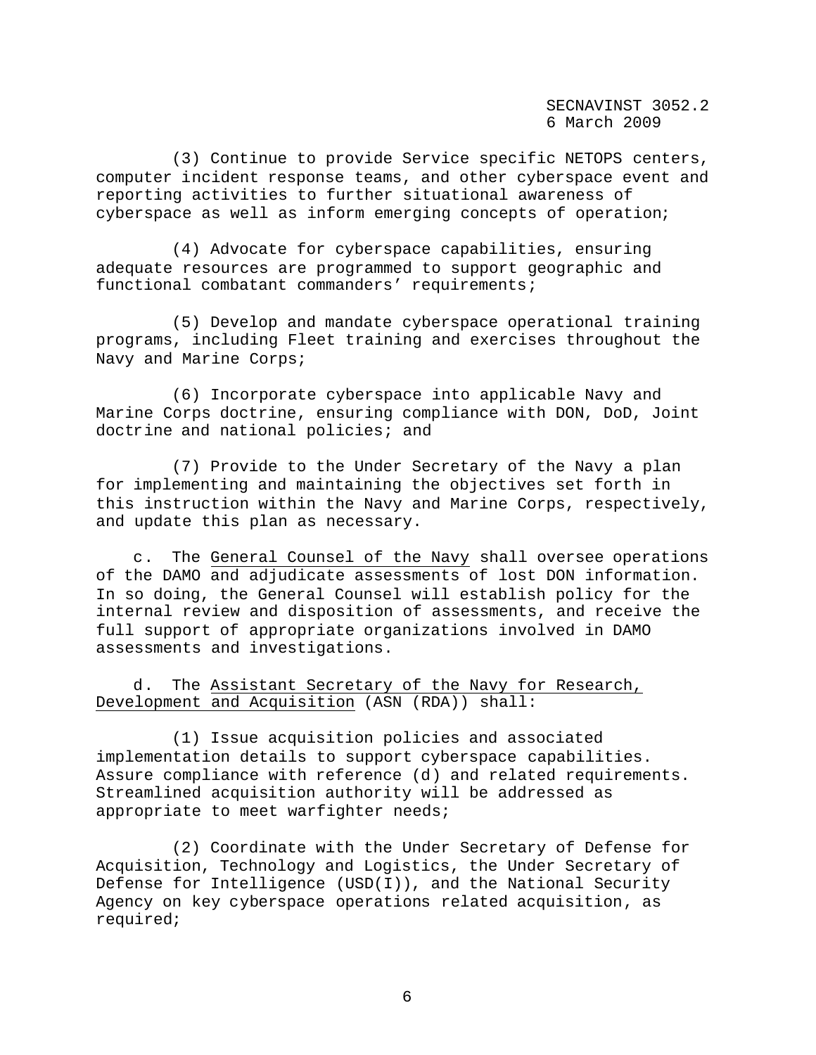(3) Continue to provide Service specific NETOPS centers, computer incident response teams, and other cyberspace event and reporting activities to further situational awareness of cyberspace as well as inform emerging concepts of operation;

(4) Advocate for cyberspace capabilities, ensuring adequate resources are programmed to support geographic and functional combatant commanders' requirements;

(5) Develop and mandate cyberspace operational training programs, including Fleet training and exercises throughout the Navy and Marine Corps;

(6) Incorporate cyberspace into applicable Navy and Marine Corps doctrine, ensuring compliance with DON, DoD, Joint doctrine and national policies; and

(7) Provide to the Under Secretary of the Navy a plan for implementing and maintaining the objectives set forth in this instruction within the Navy and Marine Corps, respectively, and update this plan as necessary.

c. The General Counsel of the Navy shall oversee operations of the DAMO and adjudicate assessments of lost DON information. In so doing, the General Counsel will establish policy for the internal review and disposition of assessments, and receive the full support of appropriate organizations involved in DAMO assessments and investigations.

d. The Assistant Secretary of the Navy for Research, Development and Acquisition (ASN (RDA)) shall:

(1) Issue acquisition policies and associated implementation details to support cyberspace capabilities. Assure compliance with reference (d) and related requirements. Streamlined acquisition authority will be addressed as appropriate to meet warfighter needs;

(2) Coordinate with the Under Secretary of Defense for Acquisition, Technology and Logistics, the Under Secretary of Defense for Intelligence (USD(I)), and the National Security Agency on key cyberspace operations related acquisition, as required;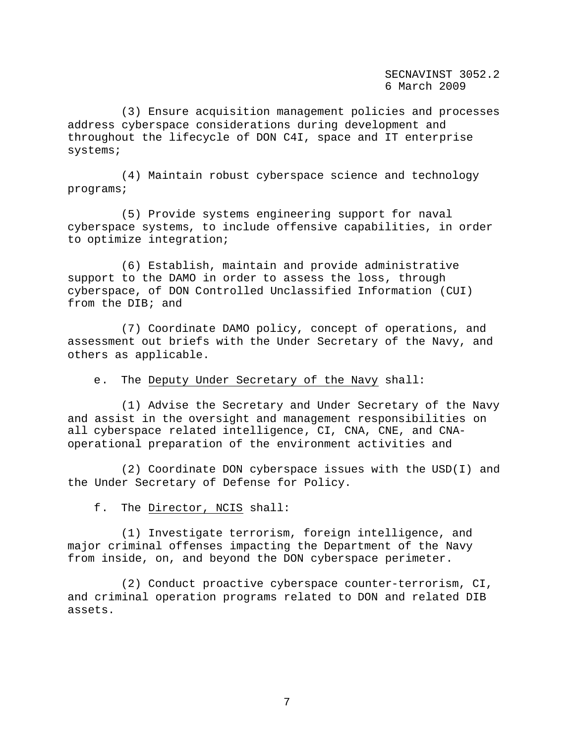(3) Ensure acquisition management policies and processes address cyberspace considerations during development and throughout the lifecycle of DON C4I, space and IT enterprise systems;

(4) Maintain robust cyberspace science and technology programs;

(5) Provide systems engineering support for naval cyberspace systems, to include offensive capabilities, in order to optimize integration;

(6) Establish, maintain and provide administrative support to the DAMO in order to assess the loss, through cyberspace, of DON Controlled Unclassified Information (CUI) from the DIB; and

(7) Coordinate DAMO policy, concept of operations, and assessment out briefs with the Under Secretary of the Navy, and others as applicable.

e. The Deputy Under Secretary of the Navy shall:

(1) Advise the Secretary and Under Secretary of the Navy and assist in the oversight and management responsibilities on all cyberspace related intelligence, CI, CNA, CNE, and CNA-operational preparation of the environment activities and

(2) Coordinate DON cyberspace issues with the USD(I) and the Under Secretary of Defense for Policy.

f. The Director, NCIS shall:

(1) Investigate terrorism, foreign intelligence, and major criminal offenses impacting the Department of the Navy from inside, on, and beyond the DON cyberspace perimeter.

(2) Conduct proactive cyberspace counter-terrorism, CI, and criminal operation programs related to DON and related DIB assets.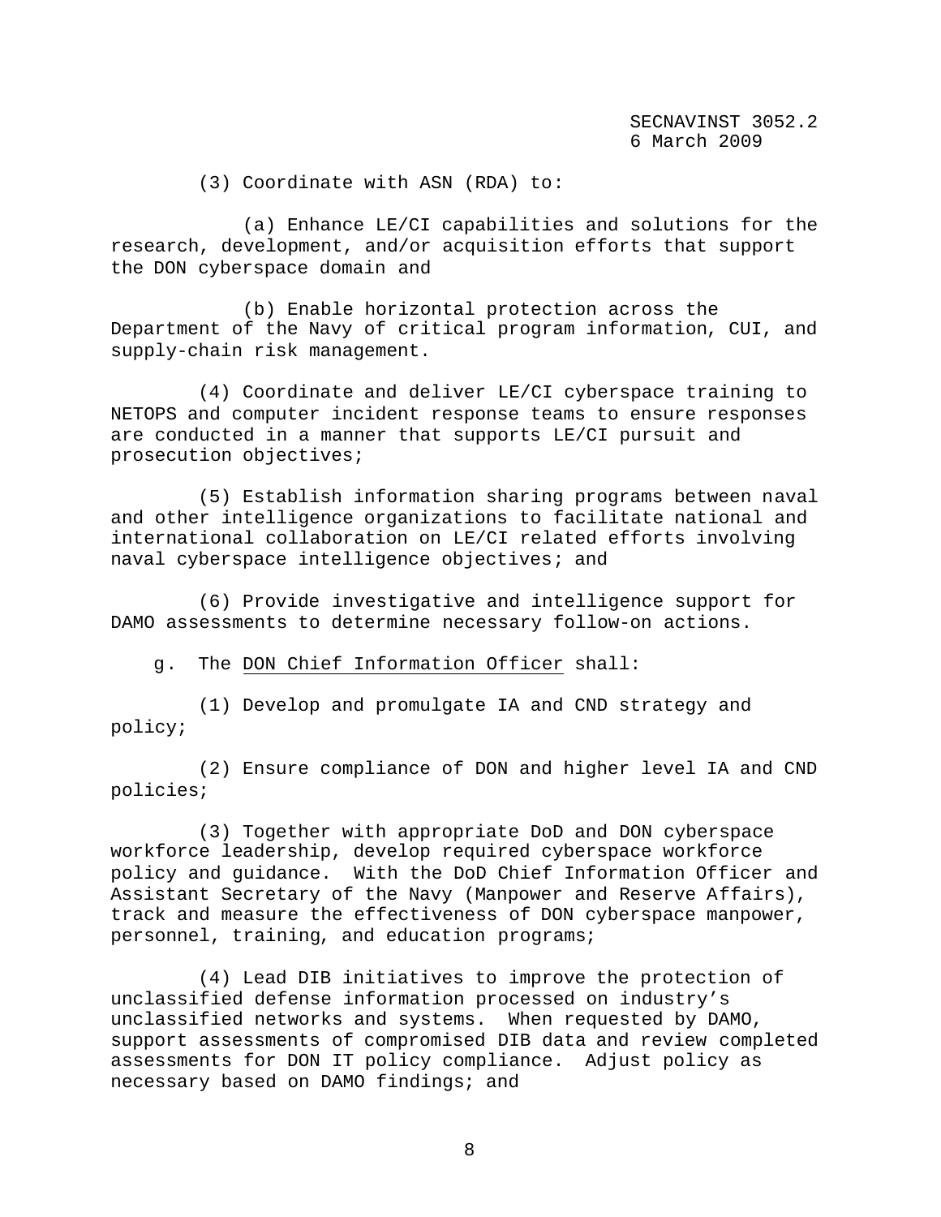(3) Coordinate with ASN (RDA) to:

(a) Enhance LE/CI capabilities and solutions for the research, development, and/or acquisition efforts that support the DON cyberspace domain and

(b) Enable horizontal protection across the Department of the Navy of critical program information, CUI, and supply-chain risk management.

(4) Coordinate and deliver LE/CI cyberspace training to NETOPS and computer incident response teams to ensure responses are conducted in a manner that supports LE/CI pursuit and prosecution objectives;

(5) Establish information sharing programs between naval and other intelligence organizations to facilitate national and international collaboration on LE/CI related efforts involving naval cyberspace intelligence objectives; and

(6) Provide investigative and intelligence support for DAMO assessments to determine necessary follow-on actions.

g. The DON Chief Information Officer shall:

(1) Develop and promulgate IA and CND strategy and policy;

(2) Ensure compliance of DON and higher level IA and CND policies;

(3) Together with appropriate DoD and DON cyberspace workforce leadership, develop required cyberspace workforce policy and guidance. With the DoD Chief Information Officer and Assistant Secretary of the Navy (Manpower and Reserve Affairs), track and measure the effectiveness of DON cyberspace manpower, personnel, training, and education programs;

(4) Lead DIB initiatives to improve the protection of unclassified defense information processed on industry's unclassified networks and systems. When requested by DAMO, support assessments of compromised DIB data and review completed assessments for DON IT policy compliance. Adjust policy as necessary based on DAMO findings; and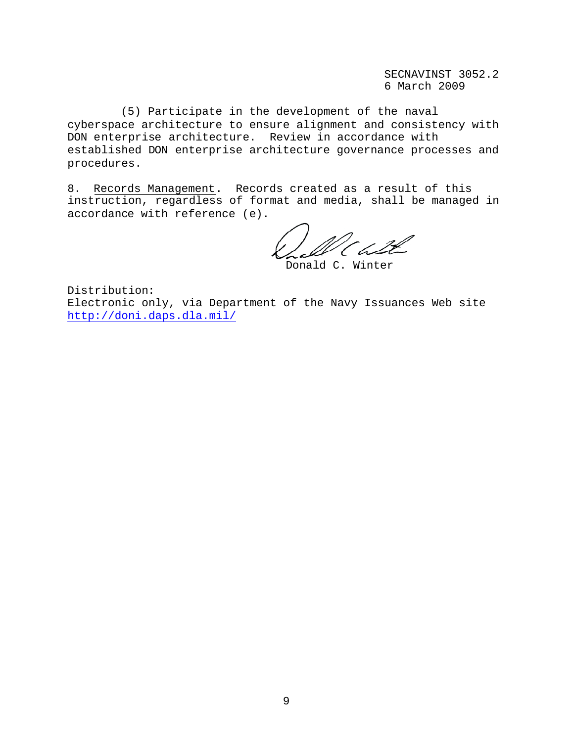(5) Participate in the development of the naval cyberspace architecture to ensure alignment and consistency with DON enterprise architecture. Review in accordance with established DON enterprise architecture governance processes and procedures.

8. Records Management. Records created as a result of this instruction, regardless of format and media, shall be managed in accordance with reference (e).

Donald C. Winter

Distribution:
Electronic only, via Department of the Navy Issuances Web site http://doni.daps.dla.mil/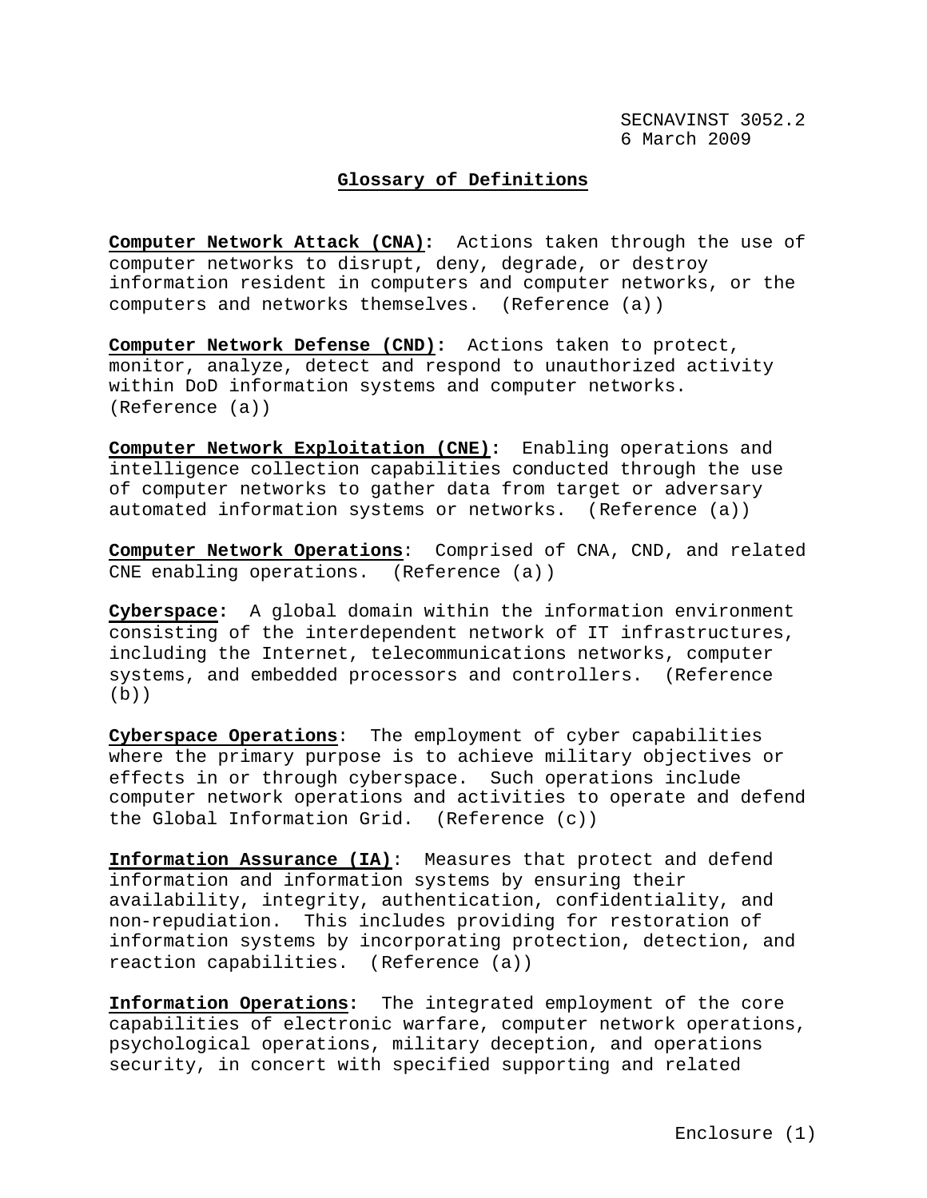## Glossary of Definitions

**Computer Network Attack (CNA):** Actions taken through the use of computer networks to disrupt, deny, degrade, or destroy information resident in computers and computer networks, or the computers and networks themselves. (Reference (a))

**Computer Network Defense (CND):** Actions taken to protect, monitor, analyze, detect and respond to unauthorized activity within DoD information systems and computer networks. (Reference (a))

**Computer Network Exploitation (CNE):** Enabling operations and intelligence collection capabilities conducted through the use of computer networks to gather data from target or adversary automated information systems or networks. (Reference (a))

**Computer Network Operations**: Comprised of CNA, CND, and related CNE enabling operations. (Reference (a))

**Cyberspace:** A global domain within the information environment consisting of the interdependent network of IT infrastructures, including the Internet, telecommunications networks, computer systems, and embedded processors and controllers. (Reference (b))

**Cyberspace Operations**: The employment of cyber capabilities where the primary purpose is to achieve military objectives or effects in or through cyberspace. Such operations include computer network operations and activities to operate and defend the Global Information Grid. (Reference (c))

**Information Assurance (IA)**: Measures that protect and defend information and information systems by ensuring their availability, integrity, authentication, confidentiality, and non-repudiation. This includes providing for restoration of information systems by incorporating protection, detection, and reaction capabilities. (Reference (a))

**Information Operations:** The integrated employment of the core capabilities of electronic warfare, computer network operations, psychological operations, military deception, and operations security, in concert with specified supporting and related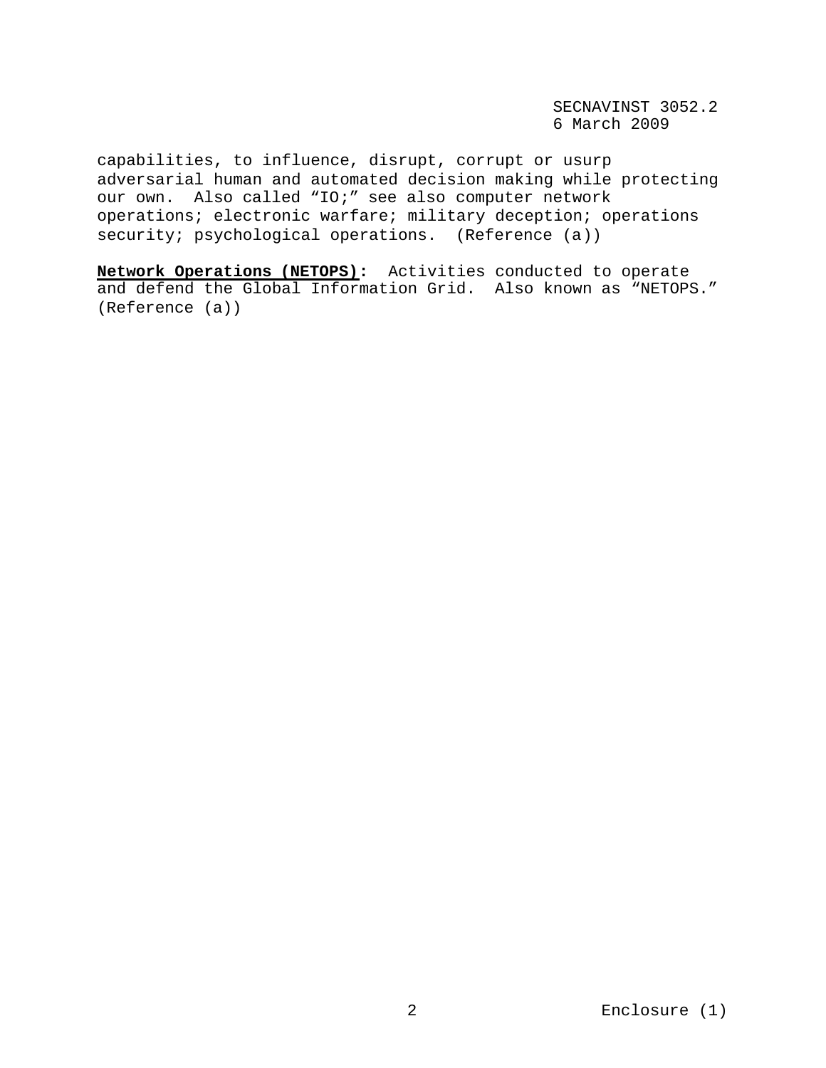capabilities, to influence, disrupt, corrupt or usurp adversarial human and automated decision making while protecting our own. Also called “IO;” see also computer network operations; electronic warfare; military deception; operations security; psychological operations. (Reference (a))

**Network Operations (NETOPS):** Activities conducted to operate and defend the Global Information Grid. Also known as “NETOPS.” (Reference (a))